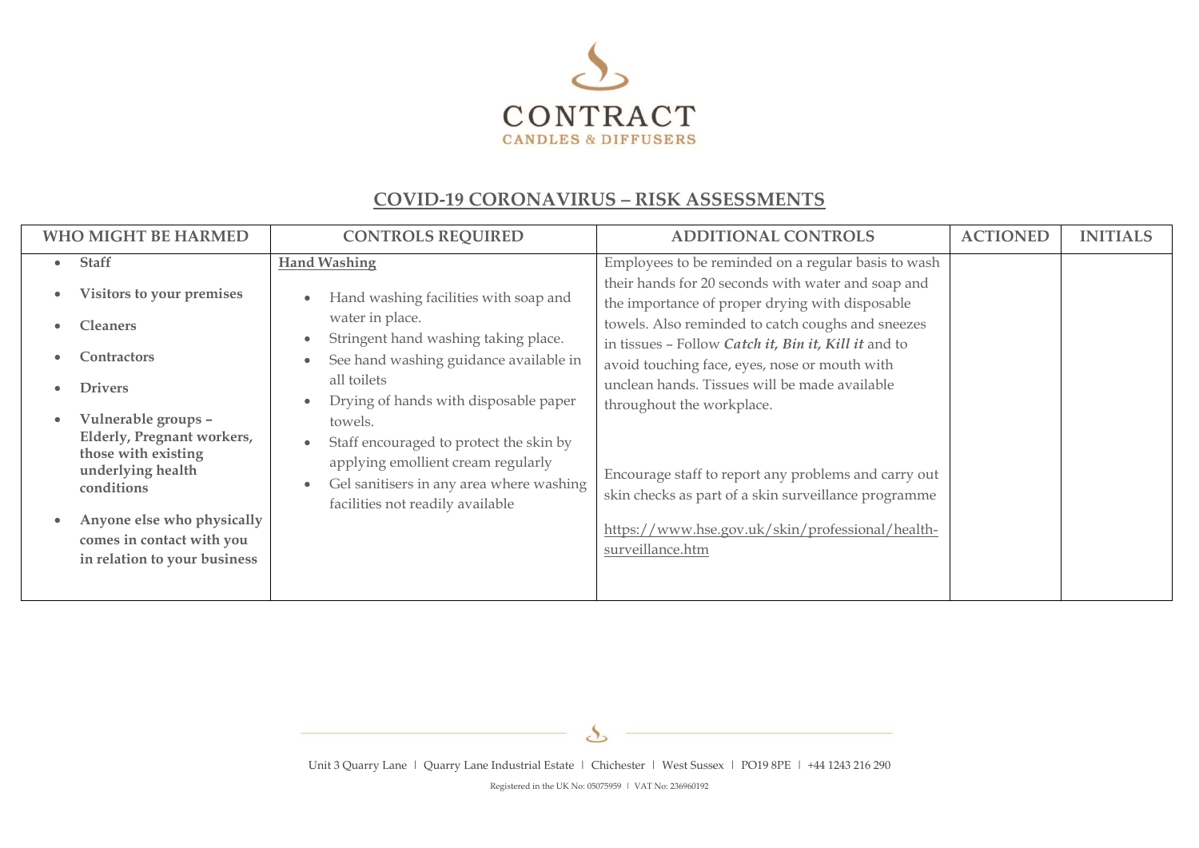CONTRACT

CANDLES & DIFFUSERS

## COVID-19 CORONAVIRUS – RISK ASSESSMENTS

| WHO MIGHT BE HARMED | CONTROLS REQUIRED | ADDITIONAL CONTROLS | ACTIONED | INITIALS |
|---|---|---|---|---|
| • **Staff**<br>• **Visitors to your premises**<br>• **Cleaners**<br>• **Contractors**<br>• **Drivers**<br>• **Vulnerable groups – Elderly, Pregnant workers, those with existing underlying health conditions**<br>• **Anyone else who physically comes in contact with you in relation to your business** | **Hand Washing**<br>• Hand washing facilities with soap and water in place.<br>• Stringent hand washing taking place.<br>• See hand washing guidance available in all toilets<br>• Drying of hands with disposable paper towels.<br>• Staff encouraged to protect the skin by applying emollient cream regularly<br>• Gel sanitisers in any area where washing facilities not readily available | Employees to be reminded on a regular basis to wash their hands for 20 seconds with water and soap and the importance of proper drying with disposable towels. Also reminded to catch coughs and sneezes in tissues – Follow ***Catch it, Bin it, Kill it*** and to avoid touching face, eyes, nose or mouth with unclean hands. Tissues will be made available throughout the workplace.<br><br>Encourage staff to report any problems and carry out skin checks as part of a skin surveillance programme<br><br>https://www.hse.gov.uk/skin/professional/health-surveillance.htm | | |

Unit 3 Quarry Lane | Quarry Lane Industrial Estate | Chichester | West Sussex | PO19 8PE | +44 1243 216 290

Registered in the UK No: 05075959 | VAT No: 236960192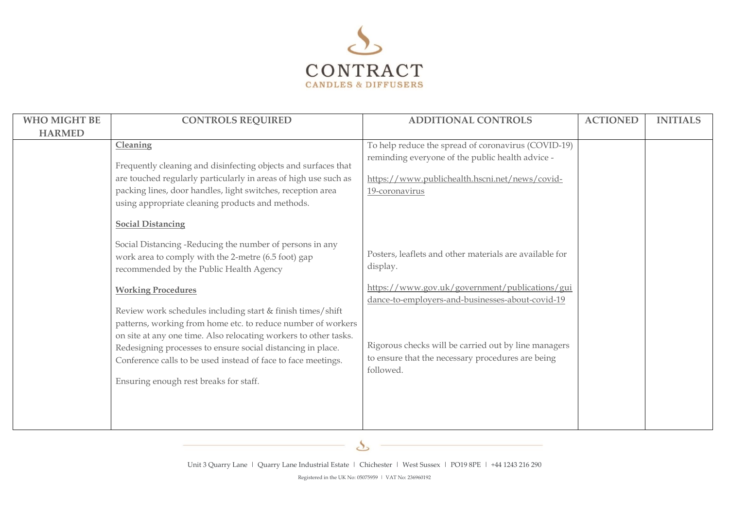| WHO MIGHT BE HARMED | CONTROLS REQUIRED | ADDITIONAL CONTROLS | ACTIONED | INITIALS |
|---|---|---|---|---|
| | **Cleaning**<br><br>Frequently cleaning and disinfecting objects and surfaces that are touched regularly particularly in areas of high use such as packing lines, door handles, light switches, reception area using appropriate cleaning products and methods.<br><br>**Social Distancing**<br><br>Social Distancing -Reducing the number of persons in any work area to comply with the 2-metre (6.5 foot) gap recommended by the Public Health Agency<br><br>**Working Procedures**<br><br>Review work schedules including start & finish times/shift patterns, working from home etc. to reduce number of workers on site at any one time. Also relocating workers to other tasks. Redesigning processes to ensure social distancing in place. Conference calls to be used instead of face to face meetings.<br><br>Ensuring enough rest breaks for staff. | To help reduce the spread of coronavirus (COVID-19) reminding everyone of the public health advice -<br><br>https://www.publichealth.hscni.net/news/covid-19-coronavirus<br><br>Posters, leaflets and other materials are available for display.<br><br>https://www.gov.uk/government/publications/guidance-to-employers-and-businesses-about-covid-19<br><br>Rigorous checks will be carried out by line managers to ensure that the necessary procedures are being followed. | | |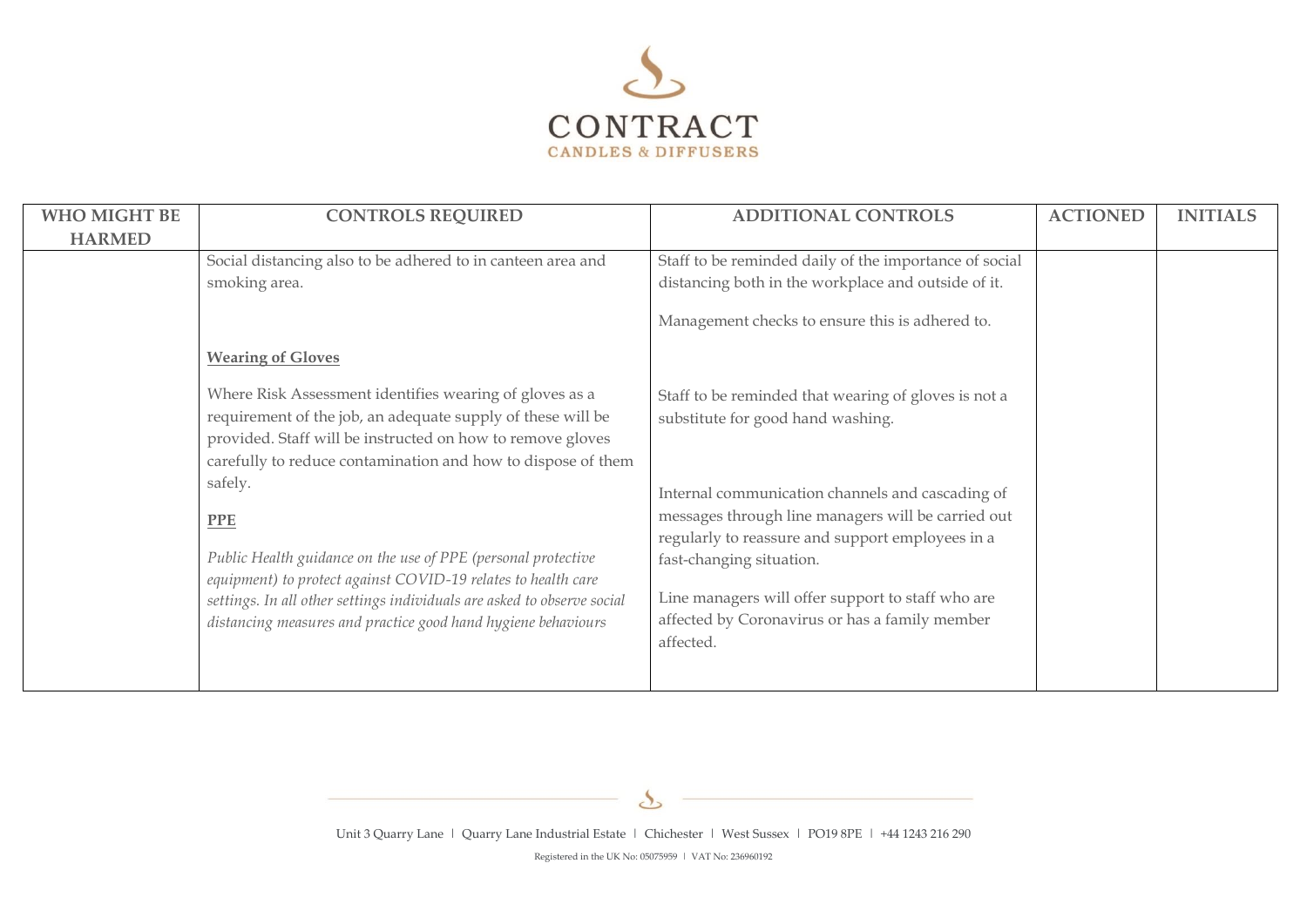| WHO MIGHT BE HARMED | CONTROLS REQUIRED | ADDITIONAL CONTROLS | ACTIONED | INITIALS |
|---|---|---|---|---|
| | Social distancing also to be adhered to in canteen area and smoking area.<br><br>**<u>Wearing of Gloves</u>**<br><br>Where Risk Assessment identifies wearing of gloves as a requirement of the job, an adequate supply of these will be provided. Staff will be instructed on how to remove gloves carefully to reduce contamination and how to dispose of them safely.<br><br>**<u>PPE</u>**<br><br>*Public Health guidance on the use of PPE (personal protective equipment) to protect against COVID-19 relates to health care settings. In all other settings individuals are asked to observe social distancing measures and practice good hand hygiene behaviours* | Staff to be reminded daily of the importance of social distancing both in the workplace and outside of it.<br><br>Management checks to ensure this is adhered to.<br><br>Staff to be reminded that wearing of gloves is not a substitute for good hand washing.<br><br>Internal communication channels and cascading of messages through line managers will be carried out regularly to reassure and support employees in a fast-changing situation.<br><br>Line managers will offer support to staff who are affected by Coronavirus or has a family member affected. | | |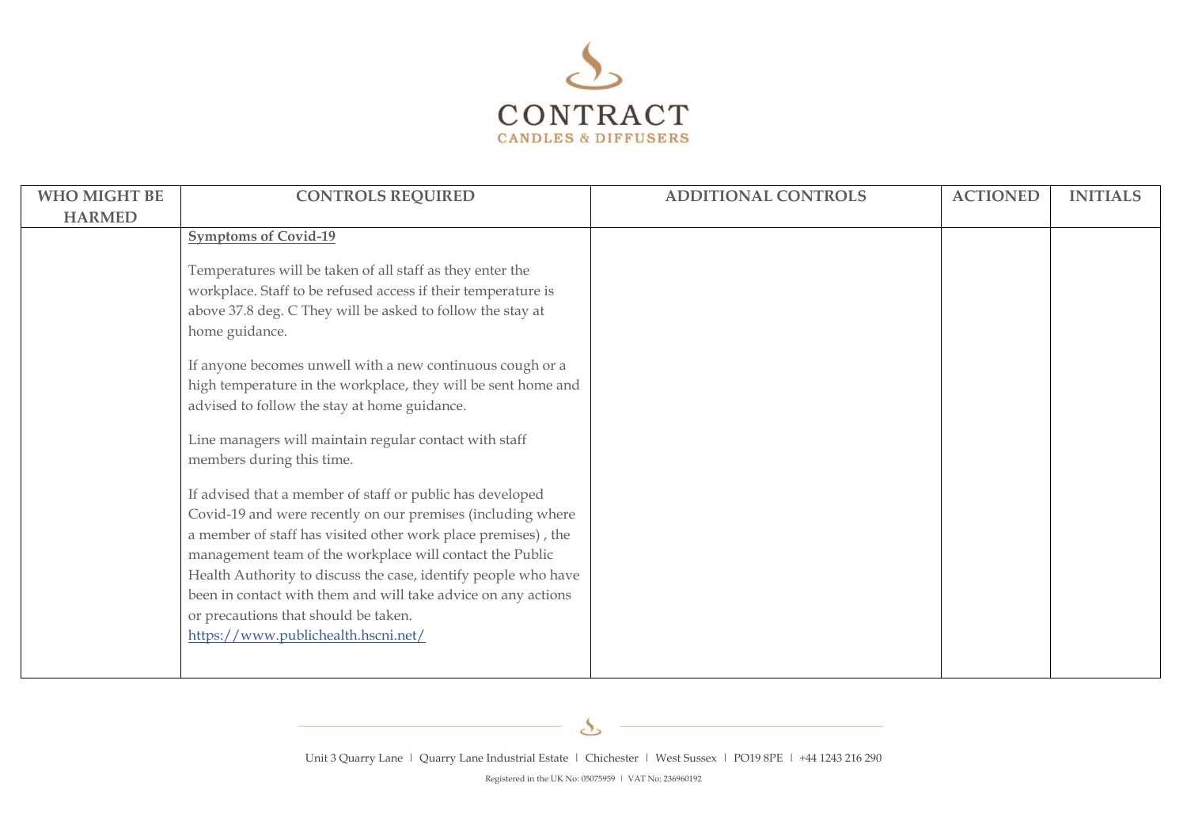| WHO MIGHT BE HARMED | CONTROLS REQUIRED | ADDITIONAL CONTROLS | ACTIONED | INITIALS |
|---|---|---|---|---|
| | **Symptoms of Covid-19**<br><br>Temperatures will be taken of all staff as they enter the workplace. Staff to be refused access if their temperature is above 37.8 deg. C They will be asked to follow the stay at home guidance.<br><br>If anyone becomes unwell with a new continuous cough or a high temperature in the workplace, they will be sent home and advised to follow the stay at home guidance.<br><br>Line managers will maintain regular contact with staff members during this time.<br><br>If advised that a member of staff or public has developed Covid-19 and were recently on our premises (including where a member of staff has visited other work place premises) , the management team of the workplace will contact the Public Health Authority to discuss the case, identify people who have been in contact with them and will take advice on any actions or precautions that should be taken.<br>https://www.publichealth.hscni.net/ | | | |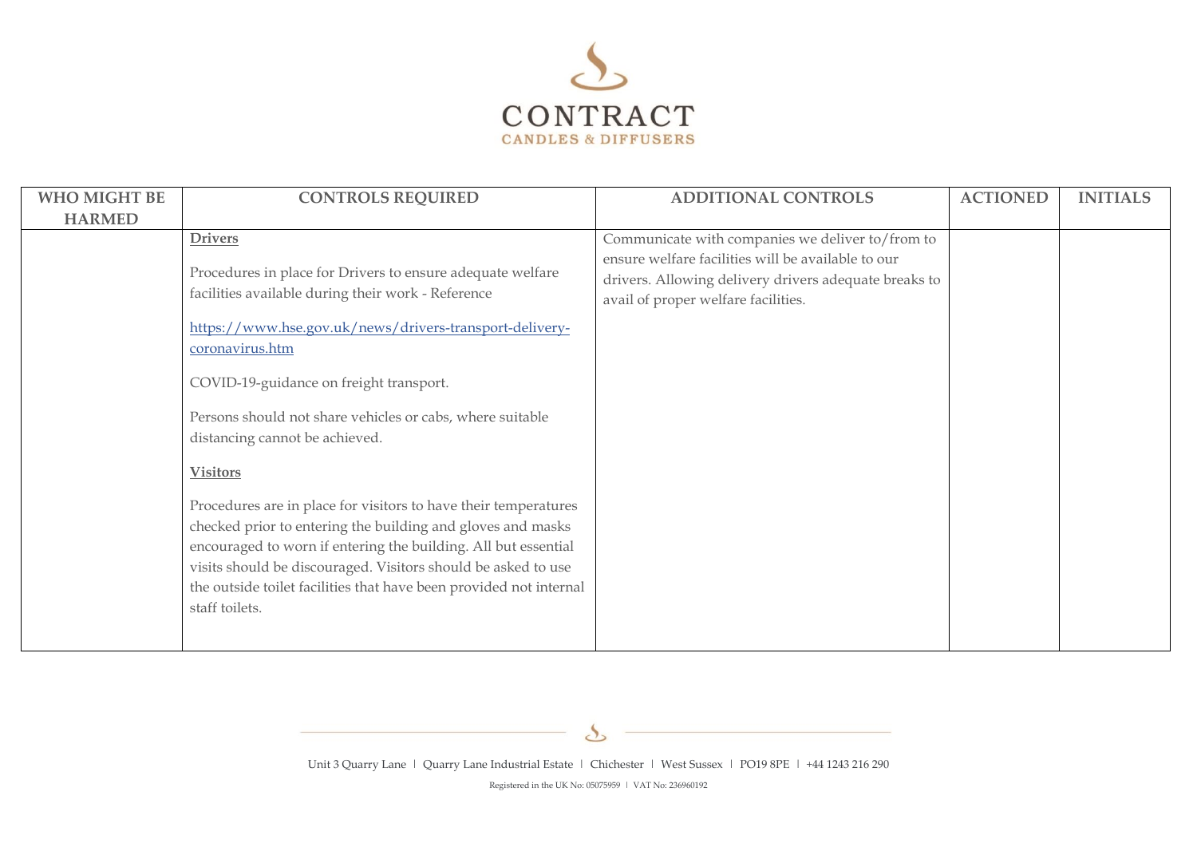| WHO MIGHT BE HARMED | CONTROLS REQUIRED | ADDITIONAL CONTROLS | ACTIONED | INITIALS |
|---|---|---|---|---|
| | **Drivers**<br><br>Procedures in place for Drivers to ensure adequate welfare facilities available during their work - Reference<br><br>[https://www.hse.gov.uk/news/drivers-transport-delivery-coronavirus.htm](https://www.hse.gov.uk/news/drivers-transport-delivery-coronavirus.htm)<br><br>COVID-19-guidance on freight transport.<br><br>Persons should not share vehicles or cabs, where suitable distancing cannot be achieved.<br><br>**Visitors**<br><br>Procedures are in place for visitors to have their temperatures checked prior to entering the building and gloves and masks encouraged to worn if entering the building. All but essential visits should be discouraged. Visitors should be asked to use the outside toilet facilities that have been provided not internal staff toilets. | Communicate with companies we deliver to/from to ensure welfare facilities will be available to our drivers. Allowing delivery drivers adequate breaks to avail of proper welfare facilities. | | |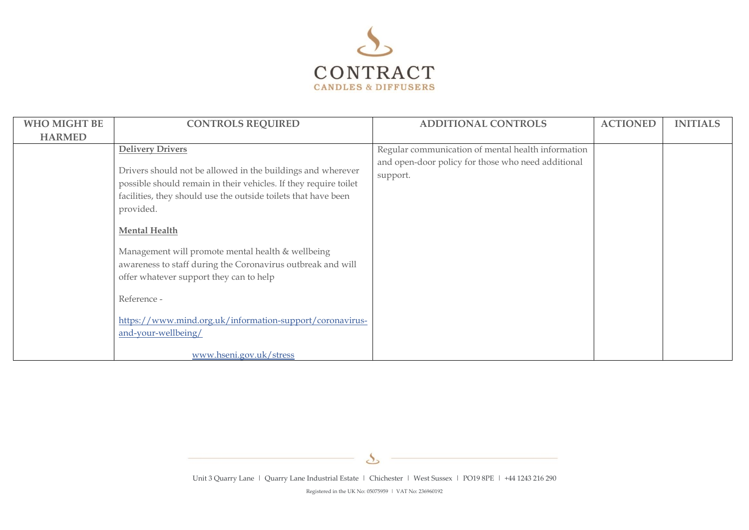| WHO MIGHT BE HARMED | CONTROLS REQUIRED | ADDITIONAL CONTROLS | ACTIONED | INITIALS |
|---|---|---|---|---|
| | **Delivery Drivers**<br><br>Drivers should not be allowed in the buildings and wherever possible should remain in their vehicles. If they require toilet facilities, they should use the outside toilets that have been provided.<br><br>**Mental Health**<br><br>Management will promote mental health & wellbeing awareness to staff during the Coronavirus outbreak and will offer whatever support they can to help<br><br>Reference -<br><br>https://www.mind.org.uk/information-support/coronavirus-and-your-wellbeing/<br><br>www.hseni.gov.uk/stress | Regular communication of mental health information and open-door policy for those who need additional support. | | |